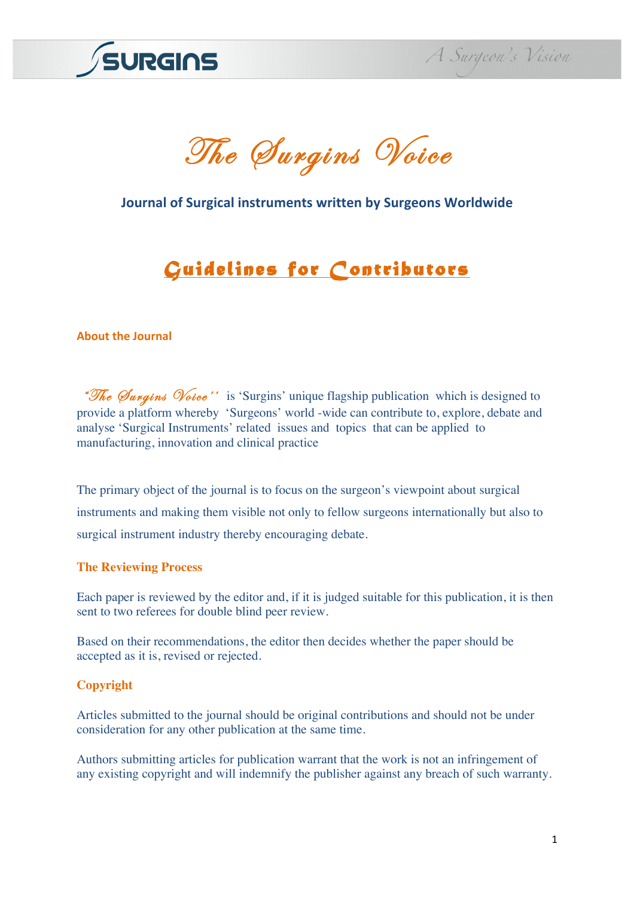# The Surgins Voice

**Journal of Surgical instruments written by Surgeons Worldwide**

## Guidelines for Contributors

### About the Journal

*"The Surgins Voice''* is 'Surgins' unique flagship publication which is designed to provide a platform whereby 'Surgeons' world -wide can contribute to, explore, debate and analyse 'Surgical Instruments' related issues and topics that can be applied to manufacturing, innovation and clinical practice

The primary object of the journal is to focus on the surgeon's viewpoint about surgical instruments and making them visible not only to fellow surgeons internationally but also to surgical instrument industry thereby encouraging debate.

### The Reviewing Process

Each paper is reviewed by the editor and, if it is judged suitable for this publication, it is then sent to two referees for double blind peer review.

Based on their recommendations, the editor then decides whether the paper should be accepted as it is, revised or rejected.

### Copyright

Articles submitted to the journal should be original contributions and should not be under consideration for any other publication at the same time.

Authors submitting articles for publication warrant that the work is not an infringement of any existing copyright and will indemnify the publisher against any breach of such warranty.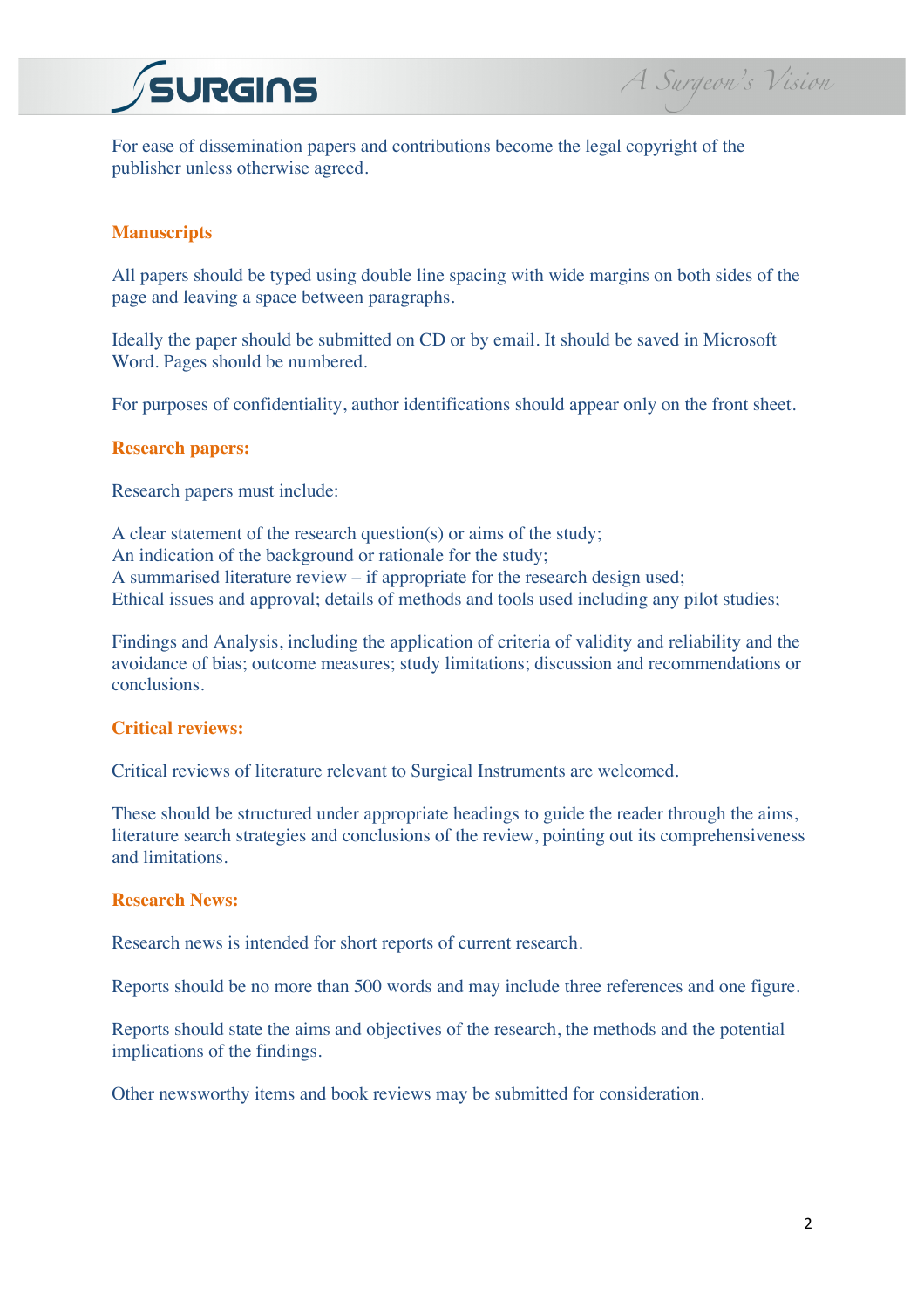For ease of dissemination papers and contributions become the legal copyright of the publisher unless otherwise agreed.

## Manuscripts

All papers should be typed using double line spacing with wide margins on both sides of the page and leaving a space between paragraphs.

Ideally the paper should be submitted on CD or by email. It should be saved in Microsoft Word. Pages should be numbered.

For purposes of confidentiality, author identifications should appear only on the front sheet.

## Research papers:

Research papers must include:

A clear statement of the research question(s) or aims of the study;
An indication of the background or rationale for the study;
A summarised literature review – if appropriate for the research design used;
Ethical issues and approval; details of methods and tools used including any pilot studies;

Findings and Analysis, including the application of criteria of validity and reliability and the avoidance of bias; outcome measures; study limitations; discussion and recommendations or conclusions.

## Critical reviews:

Critical reviews of literature relevant to Surgical Instruments are welcomed.

These should be structured under appropriate headings to guide the reader through the aims, literature search strategies and conclusions of the review, pointing out its comprehensiveness and limitations.

## Research News:

Research news is intended for short reports of current research.

Reports should be no more than 500 words and may include three references and one figure.

Reports should state the aims and objectives of the research, the methods and the potential implications of the findings.

Other newsworthy items and book reviews may be submitted for consideration.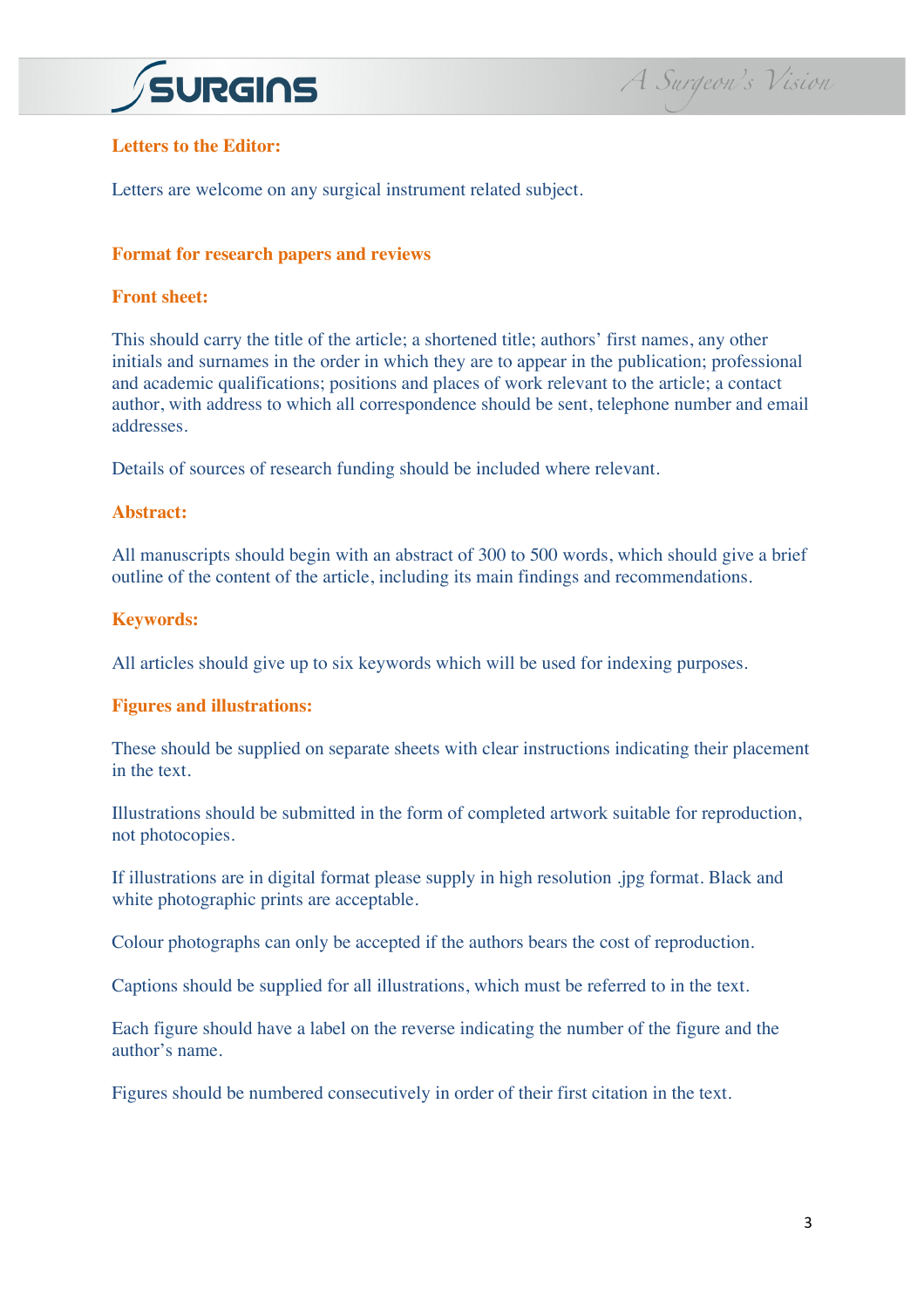## Letters to the Editor:

Letters are welcome on any surgical instrument related subject.

## Format for research papers and reviews

### Front sheet:

This should carry the title of the article; a shortened title; authors' first names, any other initials and surnames in the order in which they are to appear in the publication; professional and academic qualifications; positions and places of work relevant to the article; a contact author, with address to which all correspondence should be sent, telephone number and email addresses.

Details of sources of research funding should be included where relevant.

### Abstract:

All manuscripts should begin with an abstract of 300 to 500 words, which should give a brief outline of the content of the article, including its main findings and recommendations.

### Keywords:

All articles should give up to six keywords which will be used for indexing purposes.

### Figures and illustrations:

These should be supplied on separate sheets with clear instructions indicating their placement in the text.

Illustrations should be submitted in the form of completed artwork suitable for reproduction, not photocopies.

If illustrations are in digital format please supply in high resolution .jpg format. Black and white photographic prints are acceptable.

Colour photographs can only be accepted if the authors bears the cost of reproduction.

Captions should be supplied for all illustrations, which must be referred to in the text.

Each figure should have a label on the reverse indicating the number of the figure and the author's name.

Figures should be numbered consecutively in order of their first citation in the text.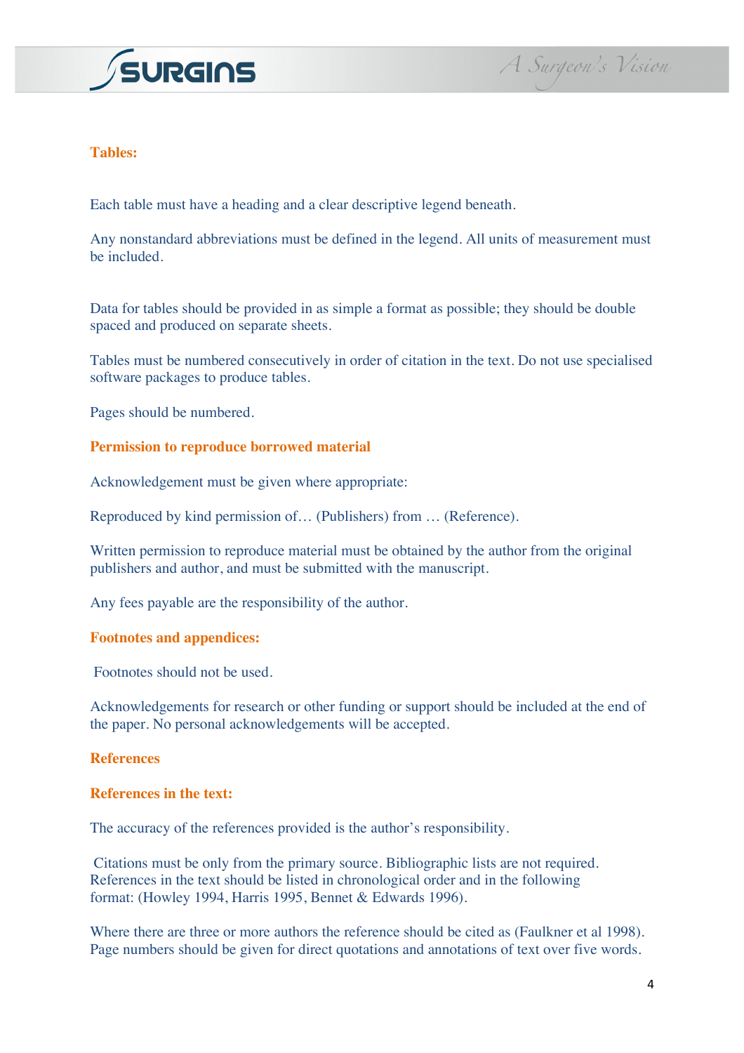## Tables:

Each table must have a heading and a clear descriptive legend beneath.

Any nonstandard abbreviations must be defined in the legend. All units of measurement must be included.

Data for tables should be provided in as simple a format as possible; they should be double spaced and produced on separate sheets.

Tables must be numbered consecutively in order of citation in the text. Do not use specialised software packages to produce tables.

Pages should be numbered.

## Permission to reproduce borrowed material

Acknowledgement must be given where appropriate:

Reproduced by kind permission of… (Publishers) from … (Reference).

Written permission to reproduce material must be obtained by the author from the original publishers and author, and must be submitted with the manuscript.

Any fees payable are the responsibility of the author.

## Footnotes and appendices:

Footnotes should not be used.

Acknowledgements for research or other funding or support should be included at the end of the paper. No personal acknowledgements will be accepted.

## References

### References in the text:

The accuracy of the references provided is the author's responsibility.

Citations must be only from the primary source. Bibliographic lists are not required. References in the text should be listed in chronological order and in the following format: (Howley 1994, Harris 1995, Bennet & Edwards 1996).

Where there are three or more authors the reference should be cited as (Faulkner et al 1998). Page numbers should be given for direct quotations and annotations of text over five words.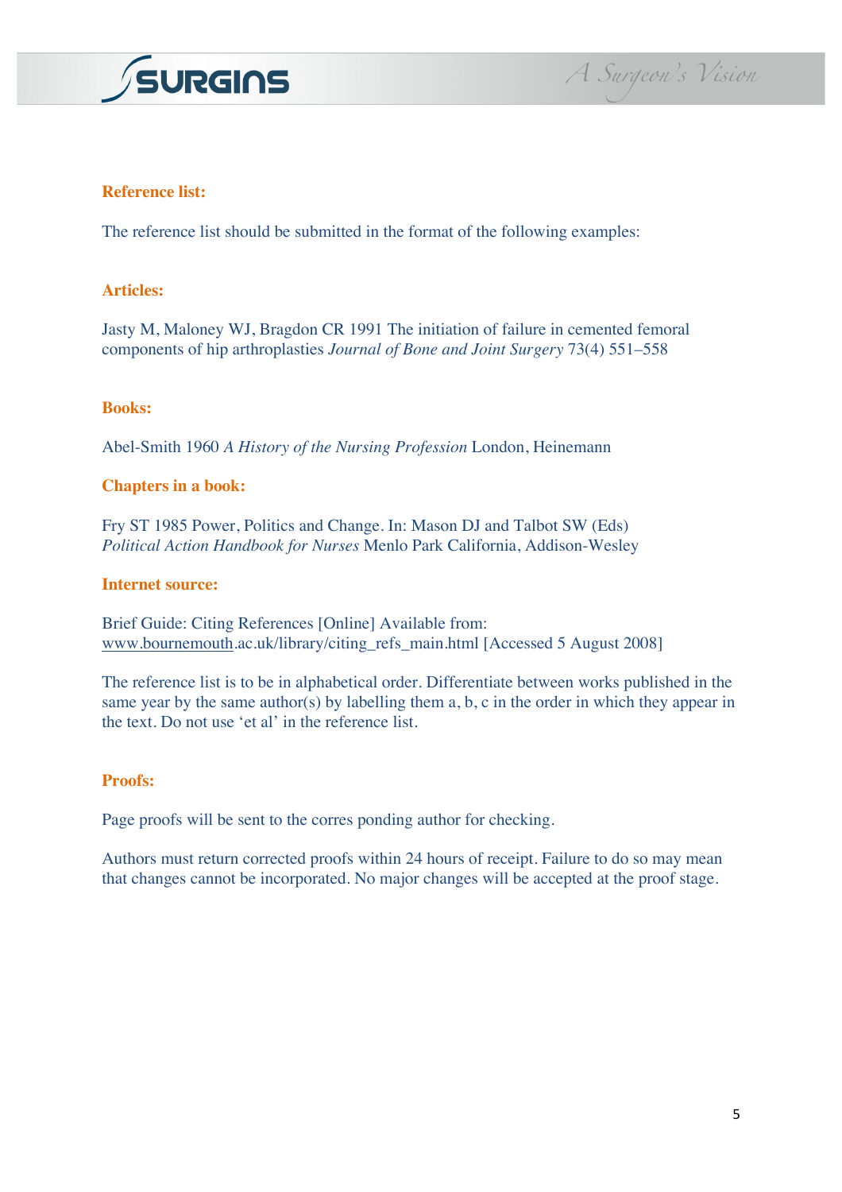**Reference list:**

The reference list should be submitted in the format of the following examples:

**Articles:**

Jasty M, Maloney WJ, Bragdon CR 1991 The initiation of failure in cemented femoral components of hip arthroplasties *Journal of Bone and Joint Surgery* 73(4) 551–558

**Books:**

Abel-Smith 1960 *A History of the Nursing Profession* London, Heinemann

**Chapters in a book:**

Fry ST 1985 Power, Politics and Change. In: Mason DJ and Talbot SW (Eds) *Political Action Handbook for Nurses* Menlo Park California, Addison-Wesley

**Internet source:**

Brief Guide: Citing References [Online] Available from: www.bournemouth.ac.uk/library/citing_refs_main.html [Accessed 5 August 2008]

The reference list is to be in alphabetical order. Differentiate between works published in the same year by the same author(s) by labelling them a, b, c in the order in which they appear in the text. Do not use 'et al' in the reference list.

**Proofs:**

Page proofs will be sent to the corres ponding author for checking.

Authors must return corrected proofs within 24 hours of receipt. Failure to do so may mean that changes cannot be incorporated. No major changes will be accepted at the proof stage.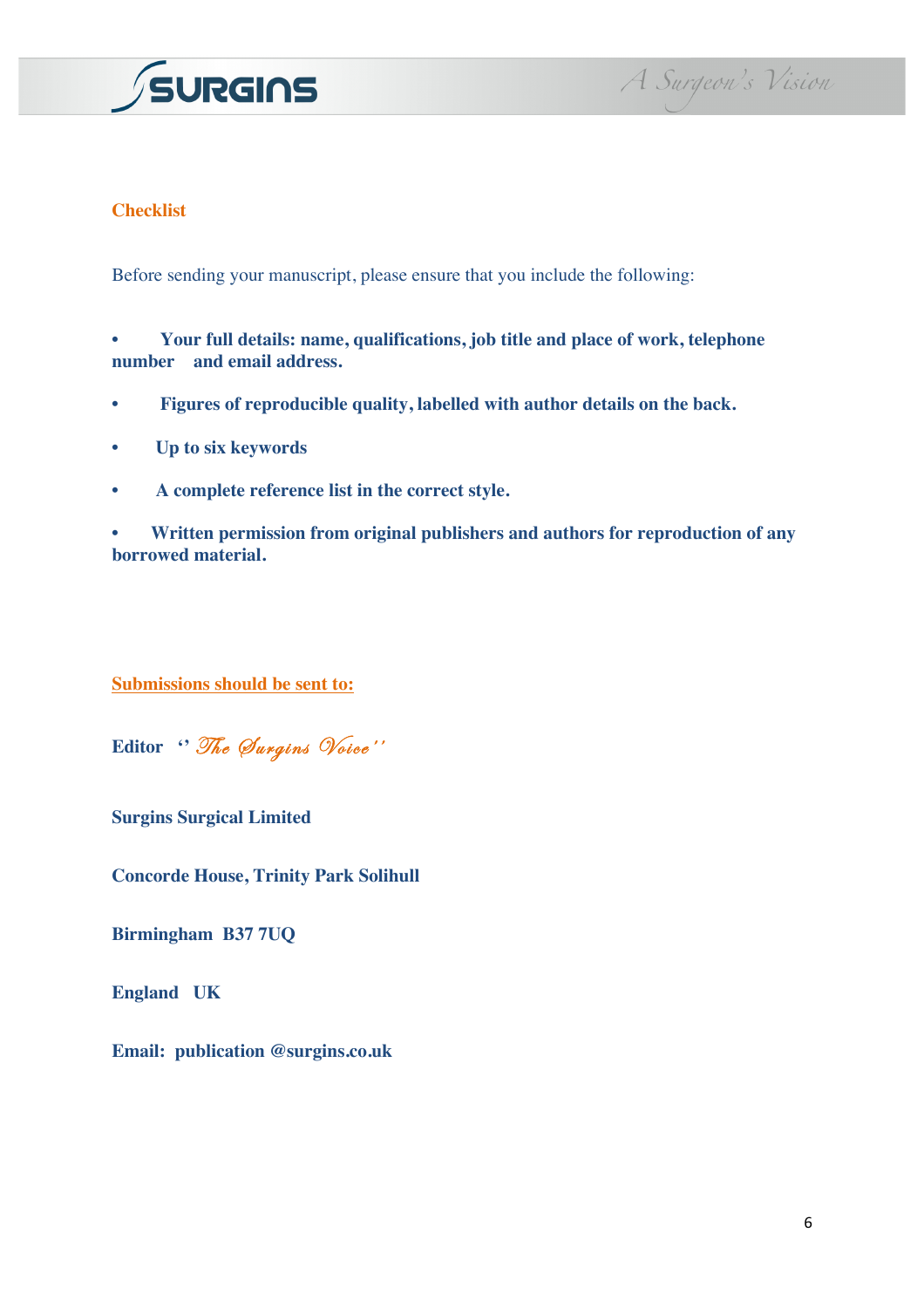## Checklist

Before sending your manuscript, please ensure that you include the following:

- **Your full details: name, qualifications, job title and place of work, telephone number and email address.**
- **Figures of reproducible quality, labelled with author details on the back.**
- **Up to six keywords**
- **A complete reference list in the correct style.**
- **Written permission from original publishers and authors for reproduction of any borrowed material.**

## Submissions should be sent to:

**Editor** ‘’ *The Surgins Voice*’’

**Surgins Surgical Limited**

**Concorde House, Trinity Park Solihull**

**Birmingham B37 7UQ**

**England UK**

**Email: publication @surgins.co.uk**